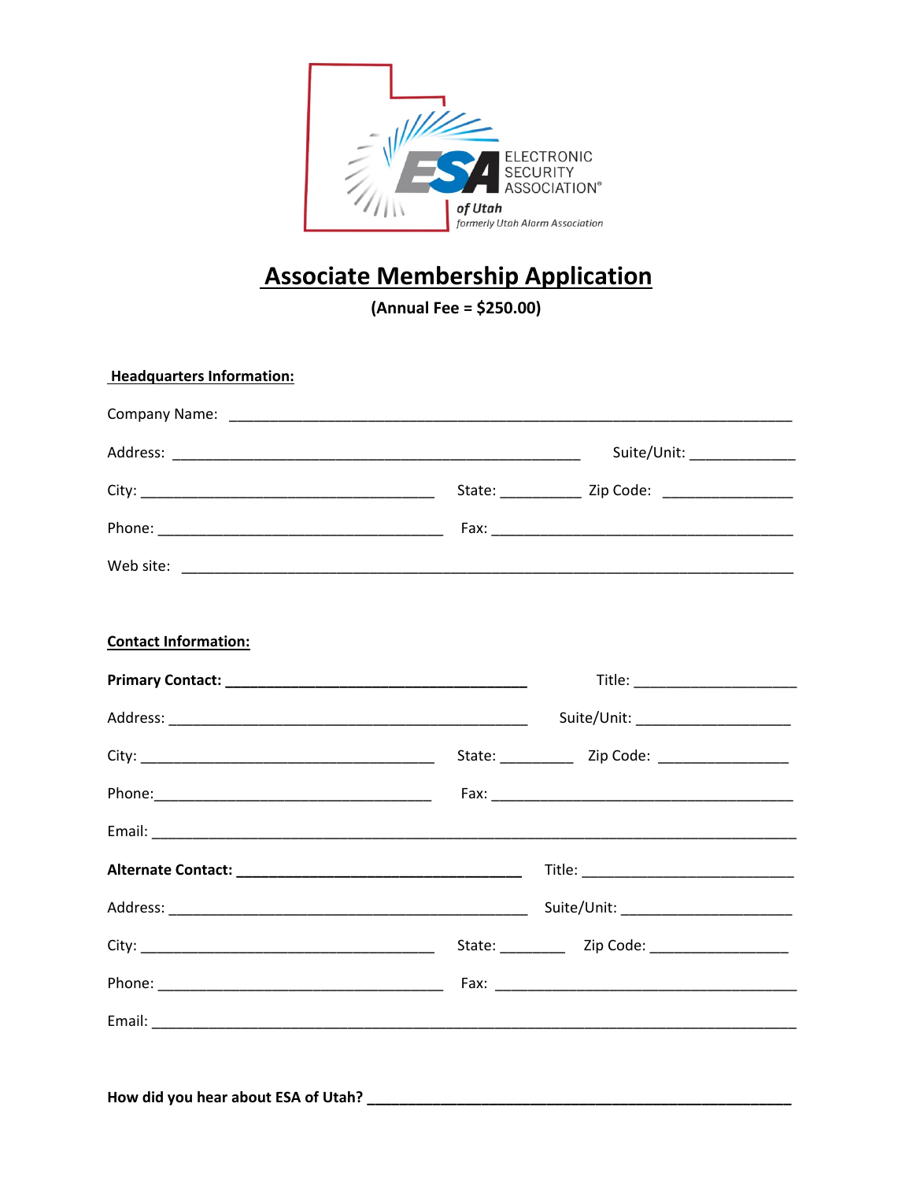ELECTRONIC SECURITY ASSOCIATION®
*of Utah*
*formerly Utah Alarm Association*

# Associate Membership Application

**(Annual Fee = $250.00)**

**Headquarters Information:**

Company Name: ___________________________________________________________________________

Address: _______________________________________________________ Suite/Unit: _____________

City: _______________________________________ State: ___________ Zip Code: _________________

Phone: ______________________________________ Fax: _________________________________________

Web site: ______________________________________________________________________________

**Contact Information:**

**Primary Contact: ________________________________________** Title: _____________________

Address: ________________________________________________ Suite/Unit: ____________________

City: _______________________________________ State: __________ Zip Code: _________________

Phone:____________________________________ Fax: _________________________________________

Email: __________________________________________________________________________________

**Alternate Contact: _____________________________________** Title: ___________________________

Address: ________________________________________________ Suite/Unit: _______________________

City: _______________________________________ State: _________ Zip Code: __________________

Phone: _____________________________________ Fax: _________________________________________

Email: __________________________________________________________________________________

**How did you hear about ESA of Utah? _________________________________________________________**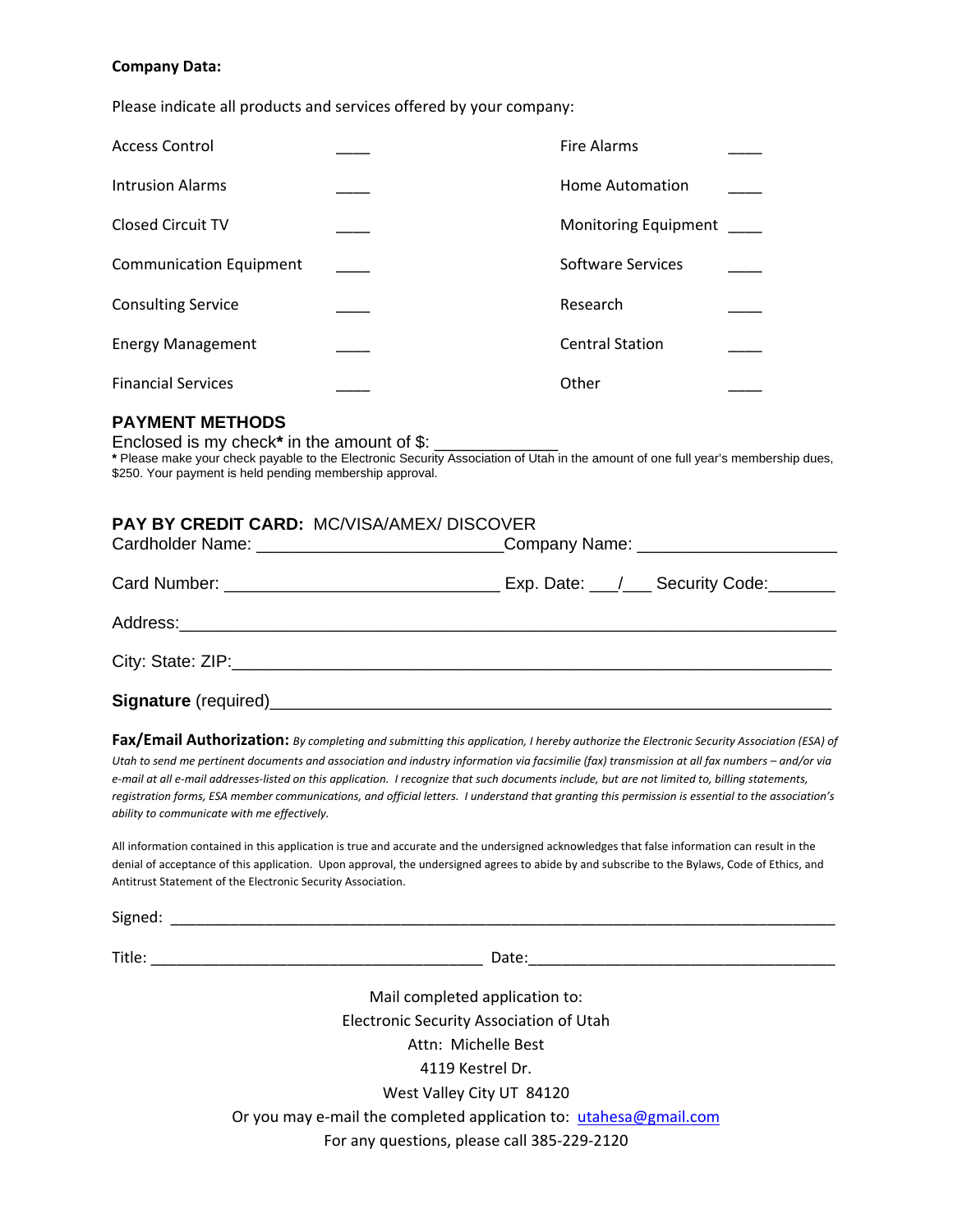**Company Data:**

Please indicate all products and services offered by your company:

| | | | |
|---|---|---|---|
| Access Control | ____ | Fire Alarms | ____ |
| Intrusion Alarms | ____ | Home Automation | ____ |
| Closed Circuit TV | ____ | Monitoring Equipment | ____ |
| Communication Equipment | ____ | Software Services | ____ |
| Consulting Service | ____ | Research | ____ |
| Energy Management | ____ | Central Station | ____ |
| Financial Services | ____ | Other | ____ |

### PAYMENT METHODS

Enclosed is my check* in the amount of $: _____________

* Please make your check payable to the Electronic Security Association of Utah in the amount of one full year's membership dues, $250. Your payment is held pending membership approval.

**PAY BY CREDIT CARD:** MC/VISA/AMEX/ DISCOVER

Cardholder Name: _________________________Company Name: ____________________

Card Number: ____________________________ Exp. Date: ___/___ Security Code:_______

Address:____________________________________________________________________

City: State: ZIP:_____________________________________________________________

**Signature** (required)_________________________________________________________

**Fax/Email Authorization:** *By completing and submitting this application, I hereby authorize the Electronic Security Association (ESA) of Utah to send me pertinent documents and association and industry information via facsimilie (fax) transmission at all fax numbers – and/or via e-mail at all e-mail addresses-listed on this application. I recognize that such documents include, but are not limited to, billing statements, registration forms, ESA member communications, and official letters. I understand that granting this permission is essential to the association's ability to communicate with me effectively.*

All information contained in this application is true and accurate and the undersigned acknowledges that false information can result in the denial of acceptance of this application. Upon approval, the undersigned agrees to abide by and subscribe to the Bylaws, Code of Ethics, and Antitrust Statement of the Electronic Security Association.

Signed: ___________________________________________________________________________

Title: ____________________________________ Date:__________________________________

Mail completed application to:
Electronic Security Association of Utah
Attn: Michelle Best
4119 Kestrel Dr.
West Valley City UT 84120
Or you may e-mail the completed application to: utahesa@gmail.com
For any questions, please call 385-229-2120